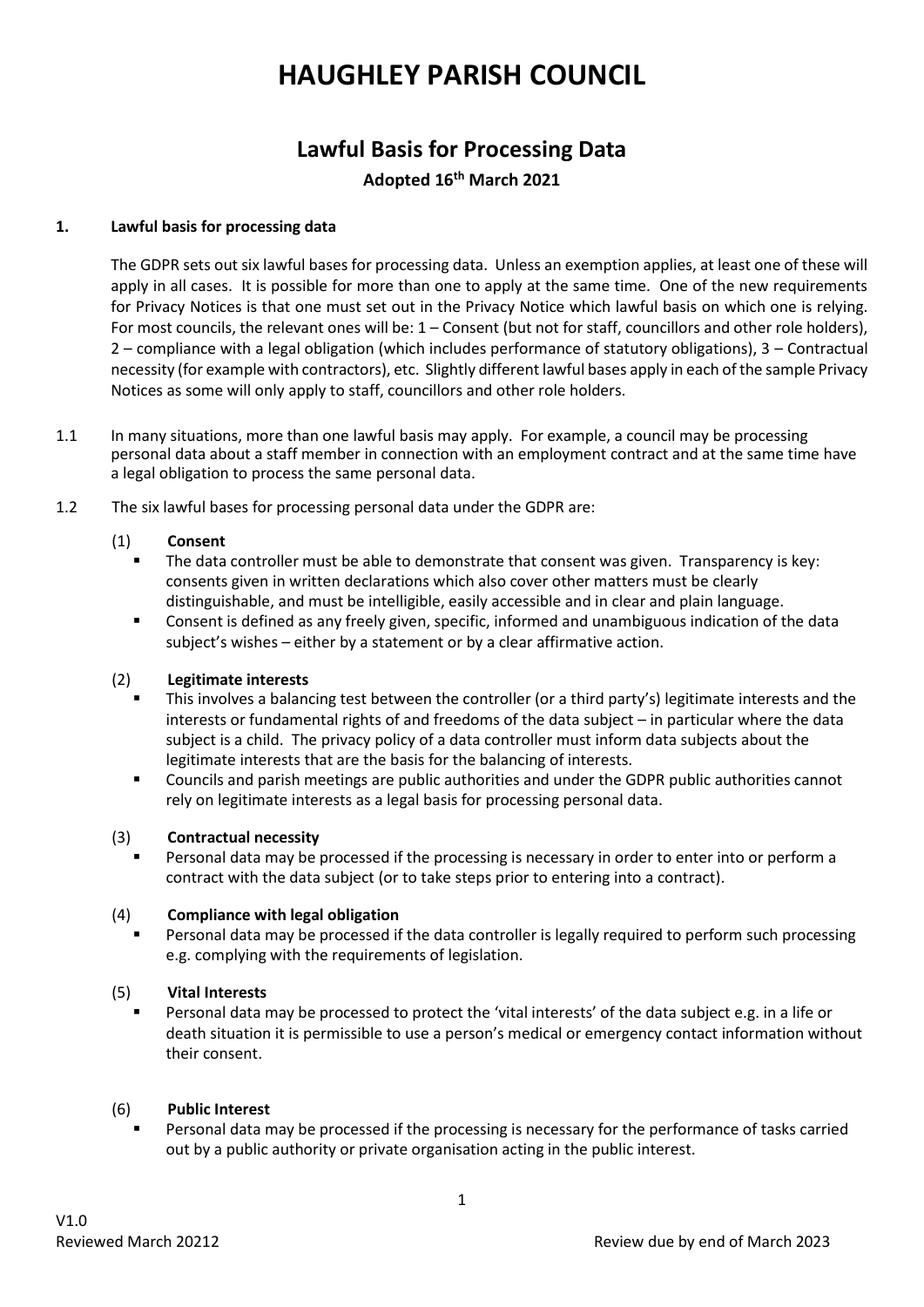# HAUGHLEY PARISH COUNCIL

## Lawful Basis for Processing Data

**Adopted 16th March 2021**

### 1. Lawful basis for processing data

The GDPR sets out six lawful bases for processing data. Unless an exemption applies, at least one of these will apply in all cases. It is possible for more than one to apply at the same time. One of the new requirements for Privacy Notices is that one must set out in the Privacy Notice which lawful basis on which one is relying. For most councils, the relevant ones will be: 1 – Consent (but not for staff, councillors and other role holders), 2 – compliance with a legal obligation (which includes performance of statutory obligations), 3 – Contractual necessity (for example with contractors), etc. Slightly different lawful bases apply in each of the sample Privacy Notices as some will only apply to staff, councillors and other role holders.

1.1 In many situations, more than one lawful basis may apply. For example, a council may be processing personal data about a staff member in connection with an employment contract and at the same time have a legal obligation to process the same personal data.

1.2 The six lawful bases for processing personal data under the GDPR are:

(1) **Consent**

- The data controller must be able to demonstrate that consent was given. Transparency is key: consents given in written declarations which also cover other matters must be clearly distinguishable, and must be intelligible, easily accessible and in clear and plain language.
- Consent is defined as any freely given, specific, informed and unambiguous indication of the data subject's wishes – either by a statement or by a clear affirmative action.

(2) **Legitimate interests**

- This involves a balancing test between the controller (or a third party's) legitimate interests and the interests or fundamental rights of and freedoms of the data subject – in particular where the data subject is a child. The privacy policy of a data controller must inform data subjects about the legitimate interests that are the basis for the balancing of interests.
- Councils and parish meetings are public authorities and under the GDPR public authorities cannot rely on legitimate interests as a legal basis for processing personal data.

(3) **Contractual necessity**

- Personal data may be processed if the processing is necessary in order to enter into or perform a contract with the data subject (or to take steps prior to entering into a contract).

(4) **Compliance with legal obligation**

- Personal data may be processed if the data controller is legally required to perform such processing e.g. complying with the requirements of legislation.

(5) **Vital Interests**

- Personal data may be processed to protect the 'vital interests' of the data subject e.g. in a life or death situation it is permissible to use a person's medical or emergency contact information without their consent.

(6) **Public Interest**

- Personal data may be processed if the processing is necessary for the performance of tasks carried out by a public authority or private organisation acting in the public interest.

V1.0
Reviewed March 20212 Review due by end of March 2023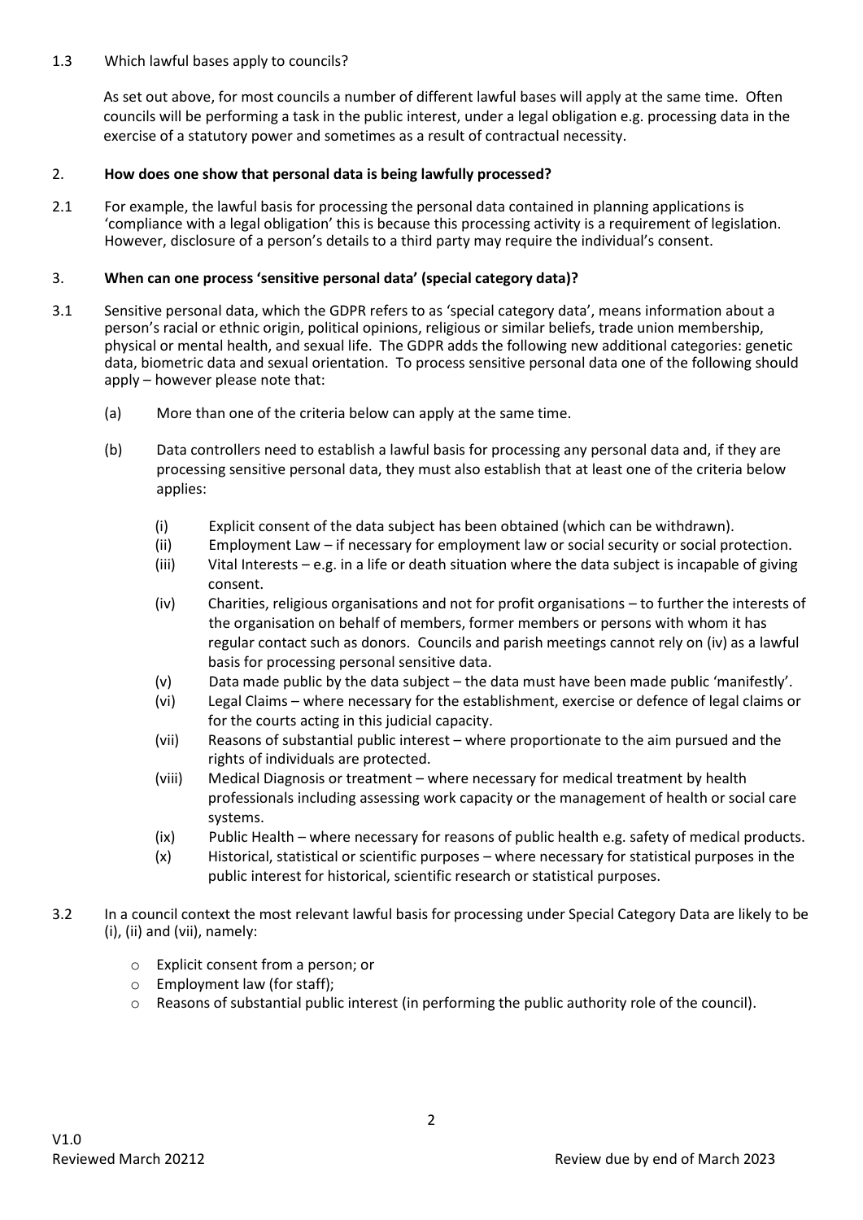1.3 Which lawful bases apply to councils?

As set out above, for most councils a number of different lawful bases will apply at the same time. Often councils will be performing a task in the public interest, under a legal obligation e.g. processing data in the exercise of a statutory power and sometimes as a result of contractual necessity.

## 2. How does one show that personal data is being lawfully processed?

2.1 For example, the lawful basis for processing the personal data contained in planning applications is 'compliance with a legal obligation' this is because this processing activity is a requirement of legislation. However, disclosure of a person's details to a third party may require the individual's consent.

## 3. When can one process 'sensitive personal data' (special category data)?

3.1 Sensitive personal data, which the GDPR refers to as 'special category data', means information about a person's racial or ethnic origin, political opinions, religious or similar beliefs, trade union membership, physical or mental health, and sexual life. The GDPR adds the following new additional categories: genetic data, biometric data and sexual orientation. To process sensitive personal data one of the following should apply – however please note that:

(a) More than one of the criteria below can apply at the same time.

(b) Data controllers need to establish a lawful basis for processing any personal data and, if they are processing sensitive personal data, they must also establish that at least one of the criteria below applies:

- (i) Explicit consent of the data subject has been obtained (which can be withdrawn).
- (ii) Employment Law – if necessary for employment law or social security or social protection.
- (iii) Vital Interests – e.g. in a life or death situation where the data subject is incapable of giving consent.
- (iv) Charities, religious organisations and not for profit organisations – to further the interests of the organisation on behalf of members, former members or persons with whom it has regular contact such as donors. Councils and parish meetings cannot rely on (iv) as a lawful basis for processing personal sensitive data.
- (v) Data made public by the data subject – the data must have been made public 'manifestly'.
- (vi) Legal Claims – where necessary for the establishment, exercise or defence of legal claims or for the courts acting in this judicial capacity.
- (vii) Reasons of substantial public interest – where proportionate to the aim pursued and the rights of individuals are protected.
- (viii) Medical Diagnosis or treatment – where necessary for medical treatment by health professionals including assessing work capacity or the management of health or social care systems.
- (ix) Public Health – where necessary for reasons of public health e.g. safety of medical products.
- (x) Historical, statistical or scientific purposes – where necessary for statistical purposes in the public interest for historical, scientific research or statistical purposes.

3.2 In a council context the most relevant lawful basis for processing under Special Category Data are likely to be (i), (ii) and (vii), namely:

- Explicit consent from a person; or
- Employment law (for staff);
- Reasons of substantial public interest (in performing the public authority role of the council).

V1.0
Reviewed March 20212 Review due by end of March 2023